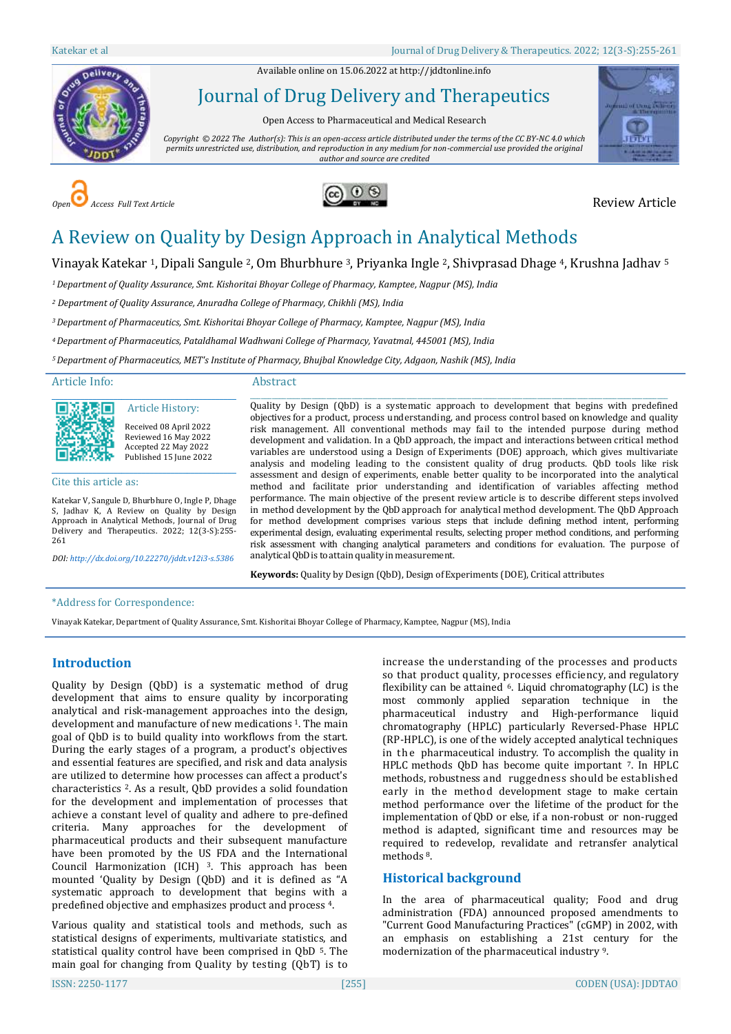Available online on 15.06.2022 at http://jddtonline.info

# Journal of Drug Delivery and Therapeutics

Open Access to Pharmaceutical and Medical Research

*Copyright © 2022 The Author(s): This is an open-access article distributed under the terms of the CC BY-NC 4.0 which permits unrestricted use, distribution, and reproduction in any medium for non-commercial use provided the original author and source are credited*

*Open Access Full Text Article*

Review Article

# A Review on Quality by Design Approach in Analytical Methods

Vinayak Katekar [1], Dipali Sangule [2], Om Bhurbhure [3], Priyanka Ingle [2], Shivprasad Dhage [4], Krushna Jadhav [5]

*[1] Department of Quality Assurance, Smt. Kishoritai Bhoyar College of Pharmacy, Kamptee, Nagpur (MS), India*

*[2] Department of Quality Assurance, Anuradha College of Pharmacy, Chikhli (MS), India*

*[3] Department of Pharmaceutics, Smt. Kishoritai Bhoyar College of Pharmacy, Kamptee, Nagpur (MS), India*

*[4] Department of Pharmaceutics, Pataldhamal Wadhwani College of Pharmacy, Yavatmal, 445001 (MS), India*

*[5] Department of Pharmaceutics, MET's Institute of Pharmacy, Bhujbal Knowledge City, Adgaon, Nashik (MS), India*

## Article Info:

### Article History:

Received 08 April 2022
Reviewed 16 May 2022
Accepted 22 May 2022
Published 15 June 2022

### Cite this article as:

Katekar V, Sangule D, Bhurbhure O, Ingle P, Dhage S, Jadhav K, A Review on Quality by Design Approach in Analytical Methods, Journal of Drug Delivery and Therapeutics. 2022; 12(3-S):255-261

*DOI: http://dx.doi.org/10.22270/jddt.v12i3-s.5386*

## Abstract

Quality by Design (QbD) is a systematic approach to development that begins with predefined objectives for a product, process understanding, and process control based on knowledge and quality risk management. All conventional methods may fail to the intended purpose during method development and validation. In a QbD approach, the impact and interactions between critical method variables are understood using a Design of Experiments (DOE) approach, which gives multivariate analysis and modeling leading to the consistent quality of drug products. QbD tools like risk assessment and design of experiments, enable better quality to be incorporated into the analytical method and facilitate prior understanding and identification of variables affecting method performance. The main objective of the present review article is to describe different steps involved in method development by the QbD approach for analytical method development. The QbD Approach for method development comprises various steps that include defining method intent, performing experimental design, evaluating experimental results, selecting proper method conditions, and performing risk assessment with changing analytical parameters and conditions for evaluation. The purpose of analytical QbD is to attain quality in measurement.

**Keywords:** Quality by Design (QbD), Design of Experiments (DOE), Critical attributes

*Address for Correspondence:

Vinayak Katekar, Department of Quality Assurance, Smt. Kishoritai Bhoyar College of Pharmacy, Kamptee, Nagpur (MS), India

## Introduction

Quality by Design (QbD) is a systematic method of drug development that aims to ensure quality by incorporating analytical and risk-management approaches into the design, development and manufacture of new medications [1]. The main goal of QbD is to build quality into workflows from the start. During the early stages of a program, a product's objectives and essential features are specified, and risk and data analysis are utilized to determine how processes can affect a product's characteristics [2]. As a result, QbD provides a solid foundation for the development and implementation of processes that achieve a constant level of quality and adhere to pre-defined criteria. Many approaches for the development of pharmaceutical products and their subsequent manufacture have been promoted by the US FDA and the International Council Harmonization (ICH) [3]. This approach has been mounted 'Quality by Design (QbD) and it is defined as "A systematic approach to development that begins with a predefined objective and emphasizes product and process [4].

Various quality and statistical tools and methods, such as statistical designs of experiments, multivariate statistics, and statistical quality control have been comprised in QbD [5]. The main goal for changing from Quality by testing (QbT) is to increase the understanding of the processes and products so that product quality, processes efficiency, and regulatory flexibility can be attained [6]. Liquid chromatography (LC) is the most commonly applied separation technique in the pharmaceutical industry and High-performance liquid chromatography (HPLC) particularly Reversed-Phase HPLC (RP-HPLC), is one of the widely accepted analytical techniques in the pharmaceutical industry. To accomplish the quality in HPLC methods QbD has become quite important [7]. In HPLC methods, robustness and ruggedness should be established early in the method development stage to make certain method performance over the lifetime of the product for the implementation of QbD or else, if a non-robust or non-rugged method is adapted, significant time and resources may be required to redevelop, revalidate and retransfer analytical methods [8].

## Historical background

In the area of pharmaceutical quality; Food and drug administration (FDA) announced proposed amendments to "Current Good Manufacturing Practices" (cGMP) in 2002, with an emphasis on establishing a 21st century for the modernization of the pharmaceutical industry [9].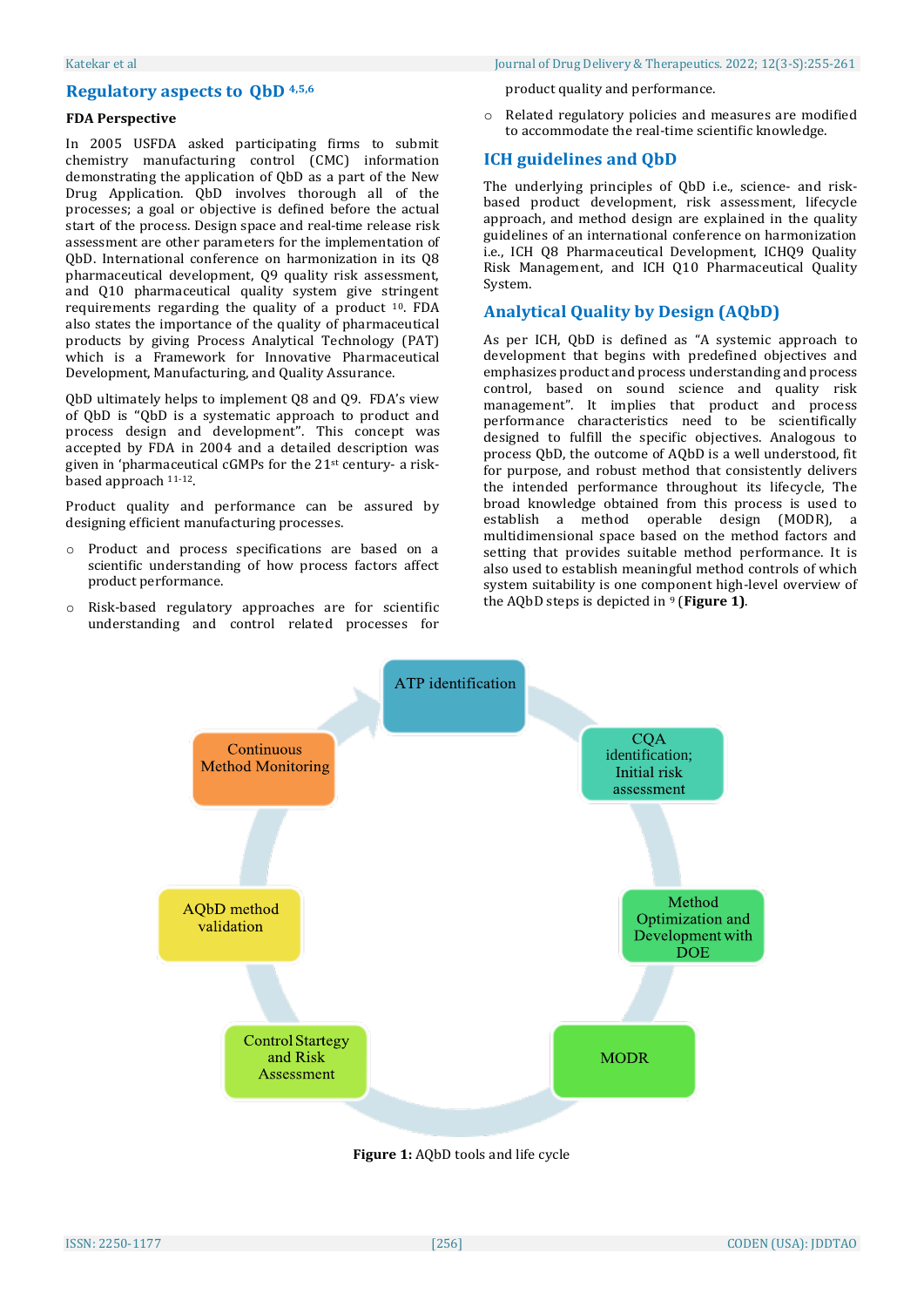## Regulatory aspects to QbD [4,5,6]

### FDA Perspective

In 2005 USFDA asked participating firms to submit chemistry manufacturing control (CMC) information demonstrating the application of QbD as a part of the New Drug Application. QbD involves thorough all of the processes; a goal or objective is defined before the actual start of the process. Design space and real-time release risk assessment are other parameters for the implementation of QbD. International conference on harmonization in its Q8 pharmaceutical development, Q9 quality risk assessment, and Q10 pharmaceutical quality system give stringent requirements regarding the quality of a product [10]. FDA also states the importance of the quality of pharmaceutical products by giving Process Analytical Technology (PAT) which is a Framework for Innovative Pharmaceutical Development, Manufacturing, and Quality Assurance.

QbD ultimately helps to implement Q8 and Q9. FDA's view of QbD is "QbD is a systematic approach to product and process design and development". This concept was accepted by FDA in 2004 and a detailed description was given in 'pharmaceutical cGMPs for the 21st century- a risk-based approach [11-12].

Product quality and performance can be assured by designing efficient manufacturing processes.

- Product and process specifications are based on a scientific understanding of how process factors affect product performance.
- Risk-based regulatory approaches are for scientific understanding and control related processes for product quality and performance.
- Related regulatory policies and measures are modified to accommodate the real-time scientific knowledge.

## ICH guidelines and QbD

The underlying principles of QbD i.e., science- and risk-based product development, risk assessment, lifecycle approach, and method design are explained in the quality guidelines of an international conference on harmonization i.e., ICH Q8 Pharmaceutical Development, ICHQ9 Quality Risk Management, and ICH Q10 Pharmaceutical Quality System.

## Analytical Quality by Design (AQbD)

As per ICH, QbD is defined as "A systemic approach to development that begins with predefined objectives and emphasizes product and process understanding and process control, based on sound science and quality risk management". It implies that product and process performance characteristics need to be scientifically designed to fulfill the specific objectives. Analogous to process QbD, the outcome of AQbD is a well understood, fit for purpose, and robust method that consistently delivers the intended performance throughout its lifecycle, The broad knowledge obtained from this process is used to establish a method operable design (MODR), a multidimensional space based on the method factors and setting that provides suitable method performance. It is also used to establish meaningful method controls of which system suitability is one component high-level overview of the AQbD steps is depicted in [9] (**Figure 1**).

ATP identification → CQA identification; Initial risk assessment → Method Optimization and Development with DOE → MODR → Control Startegy and Risk Assessment → AQbD method validation → Continuous Method Monitoring

**Figure 1:** AQbD tools and life cycle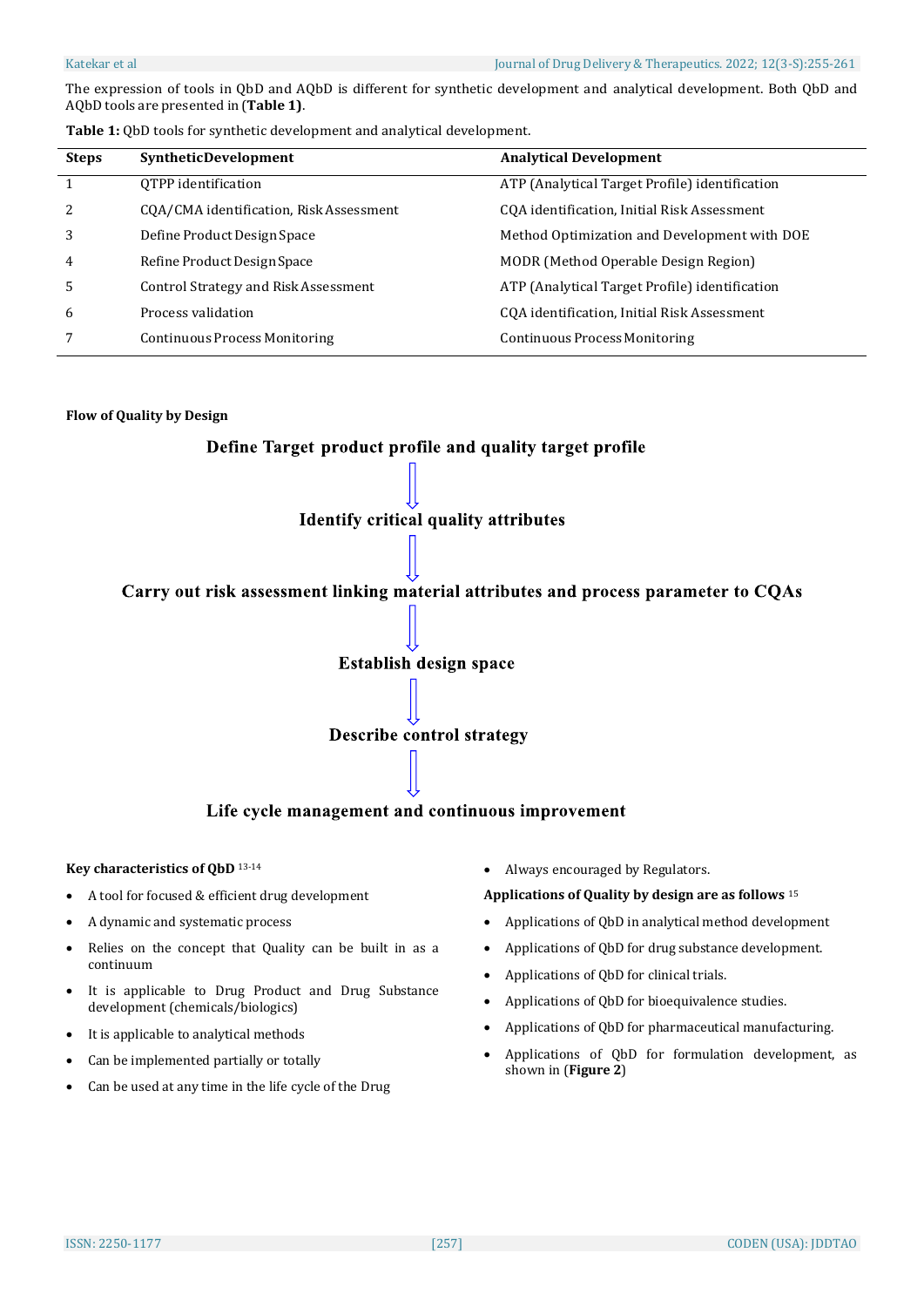The expression of tools in QbD and AQbD is different for synthetic development and analytical development. Both QbD and AQbD tools are presented in (**Table 1**).

**Table 1:** QbD tools for synthetic development and analytical development.

| Steps | SyntheticDevelopment | Analytical Development |
|---|---|---|
| 1 | QTPP identification | ATP (Analytical Target Profile) identification |
| 2 | CQA/CMA identification, Risk Assessment | CQA identification, Initial Risk Assessment |
| 3 | Define Product Design Space | Method Optimization and Development with DOE |
| 4 | Refine Product Design Space | MODR (Method Operable Design Region) |
| 5 | Control Strategy and Risk Assessment | ATP (Analytical Target Profile) identification |
| 6 | Process validation | CQA identification, Initial Risk Assessment |
| 7 | Continuous Process Monitoring | Continuous Process Monitoring |

**Flow of Quality by Design**

**Define Target product profile and quality target profile**

⇓

**Identify critical quality attributes**

⇓

**Carry out risk assessment linking material attributes and process parameter to CQAs**

⇓

**Establish design space**

⇓

**Describe control strategy**

⇓

**Life cycle management and continuous improvement**

**Key characteristics of QbD** [13-14]

- A tool for focused & efficient drug development
- A dynamic and systematic process
- Relies on the concept that Quality can be built in as a continuum
- It is applicable to Drug Product and Drug Substance development (chemicals/biologics)
- It is applicable to analytical methods
- Can be implemented partially or totally
- Can be used at any time in the life cycle of the Drug
- Always encouraged by Regulators.

**Applications of Quality by design are as follows** [15]

- Applications of QbD in analytical method development
- Applications of QbD for drug substance development.
- Applications of QbD for clinical trials.
- Applications of QbD for bioequivalence studies.
- Applications of QbD for pharmaceutical manufacturing.
- Applications of QbD for formulation development, as shown in (**Figure 2**)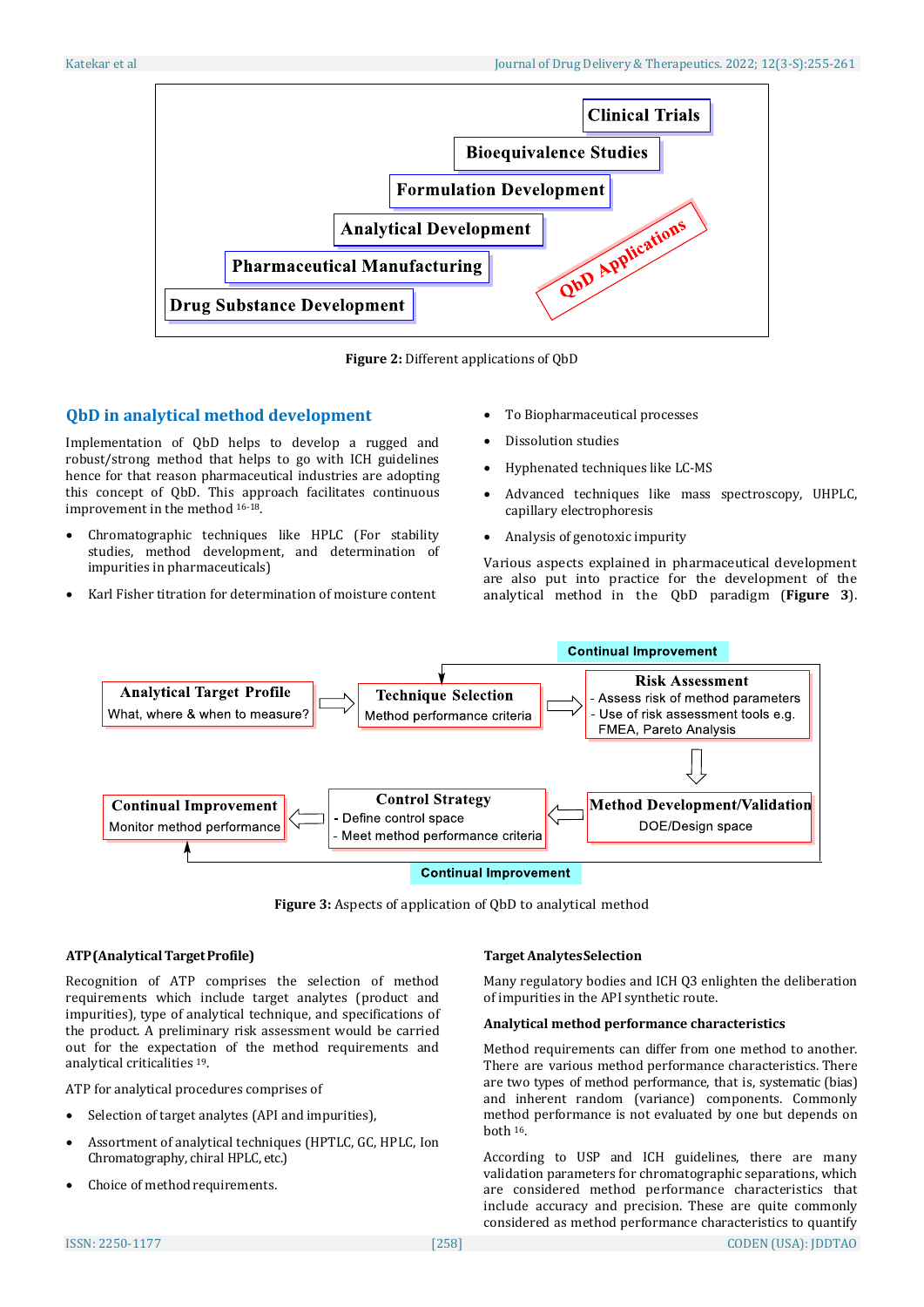Clinical Trials

Bioequivalence Studies

Formulation Development

Analytical Development

Pharmaceutical Manufacturing

Drug Substance Development

QbD Applications

**Figure 2:** Different applications of QbD

## QbD in analytical method development

Implementation of QbD helps to develop a rugged and robust/strong method that helps to go with ICH guidelines hence for that reason pharmaceutical industries are adopting this concept of QbD. This approach facilitates continuous improvement in the method [16-18].

- Chromatographic techniques like HPLC (For stability studies, method development, and determination of impurities in pharmaceuticals)
- Karl Fisher titration for determination of moisture content
- To Biopharmaceutical processes
- Dissolution studies
- Hyphenated techniques like LC-MS
- Advanced techniques like mass spectroscopy, UHPLC, capillary electrophoresis
- Analysis of genotoxic impurity

Various aspects explained in pharmaceutical development are also put into practice for the development of the analytical method in the QbD paradigm (**Figure 3**).

Continual Improvement

**Analytical Target Profile** What, where & when to measure? → **Technique Selection** Method performance criteria → **Risk Assessment** - Assess risk of method parameters - Use of risk assessment tools e.g. FMEA, Pareto Analysis → **Method Development/Validation** DOE/Design space → **Control Strategy** - Define control space - Meet method performance criteria → **Continual Improvement** Monitor method performance

Continual Improvement

**Figure 3:** Aspects of application of QbD to analytical method

### ATP (Analytical Target Profile)

Recognition of ATP comprises the selection of method requirements which include target analytes (product and impurities), type of analytical technique, and specifications of the product. A preliminary risk assessment would be carried out for the expectation of the method requirements and analytical criticalities [19].

ATP for analytical procedures comprises of

- Selection of target analytes (API and impurities),
- Assortment of analytical techniques (HPTLC, GC, HPLC, Ion Chromatography, chiral HPLC, etc.)
- Choice of method requirements.

### Target Analytes Selection

Many regulatory bodies and ICH Q3 enlighten the deliberation of impurities in the API synthetic route.

### Analytical method performance characteristics

Method requirements can differ from one method to another. There are various method performance characteristics. There are two types of method performance, that is, systematic (bias) and inherent random (variance) components. Commonly method performance is not evaluated by one but depends on both [16].

According to USP and ICH guidelines, there are many validation parameters for chromatographic separations, which are considered method performance characteristics that include accuracy and precision. These are quite commonly considered as method performance characteristics to quantify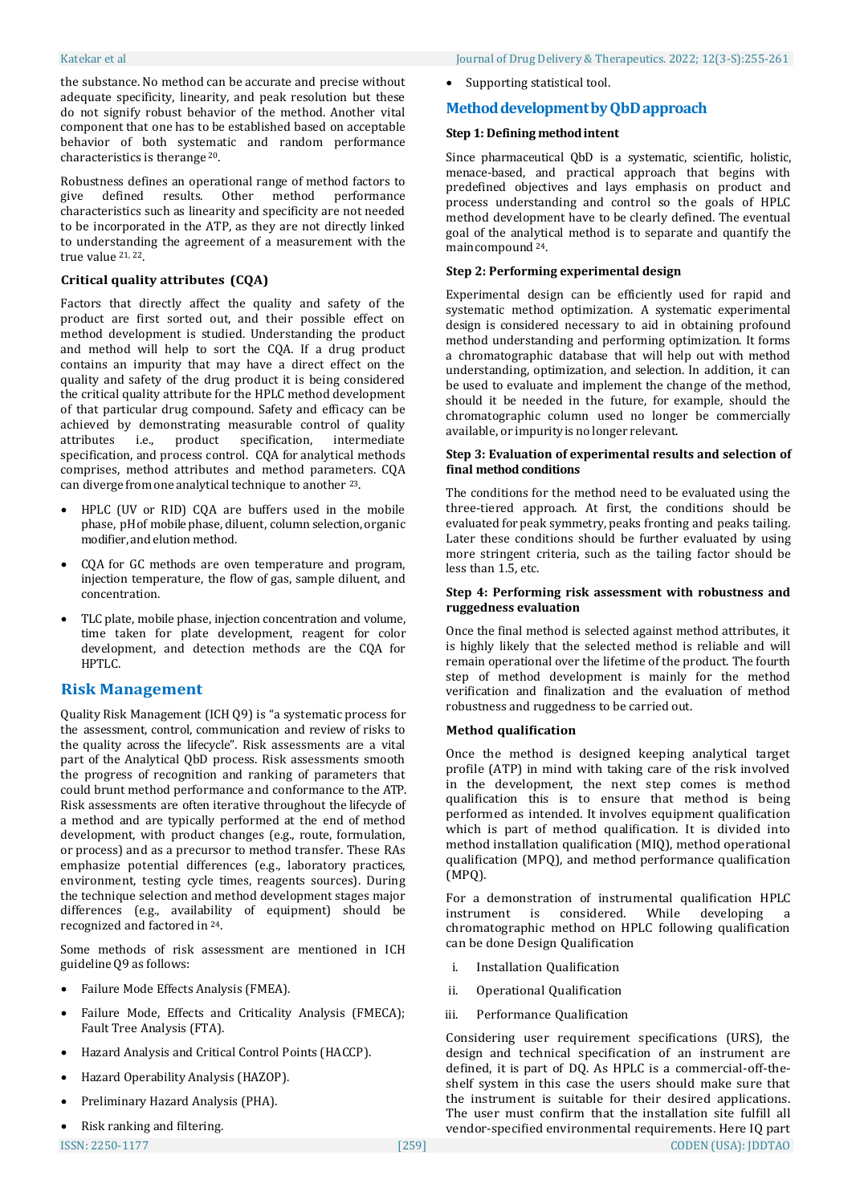the substance. No method can be accurate and precise without adequate specificity, linearity, and peak resolution but these do not signify robust behavior of the method. Another vital component that one has to be established based on acceptable behavior of both systematic and random performance characteristics is therange [20].

Robustness defines an operational range of method factors to give defined results. Other method performance characteristics such as linearity and specificity are not needed to be incorporated in the ATP, as they are not directly linked to understanding the agreement of a measurement with the true value [21, 22].

### Critical quality attributes (CQA)

Factors that directly affect the quality and safety of the product are first sorted out, and their possible effect on method development is studied. Understanding the product and method will help to sort the CQA. If a drug product contains an impurity that may have a direct effect on the quality and safety of the drug product it is being considered the critical quality attribute for the HPLC method development of that particular drug compound. Safety and efficacy can be achieved by demonstrating measurable control of quality attributes i.e., product specification, intermediate specification, and process control. CQA for analytical methods comprises, method attributes and method parameters. CQA can diverge from one analytical technique to another [23].

- HPLC (UV or RID) CQA are buffers used in the mobile phase, pHof mobile phase, diluent, column selection, organic modifier, and elution method.
- CQA for GC methods are oven temperature and program, injection temperature, the flow of gas, sample diluent, and concentration.
- TLC plate, mobile phase, injection concentration and volume, time taken for plate development, reagent for color development, and detection methods are the CQA for HPTLC.

## Risk Management

Quality Risk Management (ICH Q9) is "a systematic process for the assessment, control, communication and review of risks to the quality across the lifecycle". Risk assessments are a vital part of the Analytical QbD process. Risk assessments smooth the progress of recognition and ranking of parameters that could brunt method performance and conformance to the ATP. Risk assessments are often iterative throughout the lifecycle of a method and are typically performed at the end of method development, with product changes (e.g., route, formulation, or process) and as a precursor to method transfer. These RAs emphasize potential differences (e.g., laboratory practices, environment, testing cycle times, reagents sources). During the technique selection and method development stages major differences (e.g., availability of equipment) should be recognized and factored in [24].

Some methods of risk assessment are mentioned in ICH guideline Q9 as follows:

- Failure Mode Effects Analysis (FMEA).
- Failure Mode, Effects and Criticality Analysis (FMECA); Fault Tree Analysis (FTA).
- Hazard Analysis and Critical Control Points (HACCP).
- Hazard Operability Analysis (HAZOP).
- Preliminary Hazard Analysis (PHA).
- Risk ranking and filtering.
- Supporting statistical tool.

## Method development by QbD approach

### Step 1: Defining method intent

Since pharmaceutical QbD is a systematic, scientific, holistic, menace-based, and practical approach that begins with predefined objectives and lays emphasis on product and process understanding and control so the goals of HPLC method development have to be clearly defined. The eventual goal of the analytical method is to separate and quantify the main compound [24].

### Step 2: Performing experimental design

Experimental design can be efficiently used for rapid and systematic method optimization. A systematic experimental design is considered necessary to aid in obtaining profound method understanding and performing optimization. It forms a chromatographic database that will help out with method understanding, optimization, and selection. In addition, it can be used to evaluate and implement the change of the method, should it be needed in the future, for example, should the chromatographic column used no longer be commercially available, or impurity is no longer relevant.

### Step 3: Evaluation of experimental results and selection of final method conditions

The conditions for the method need to be evaluated using the three-tiered approach. At first, the conditions should be evaluated for peak symmetry, peaks fronting and peaks tailing. Later these conditions should be further evaluated by using more stringent criteria, such as the tailing factor should be less than 1.5, etc.

### Step 4: Performing risk assessment with robustness and ruggedness evaluation

Once the final method is selected against method attributes, it is highly likely that the selected method is reliable and will remain operational over the lifetime of the product. The fourth step of method development is mainly for the method verification and finalization and the evaluation of method robustness and ruggedness to be carried out.

### Method qualification

Once the method is designed keeping analytical target profile (ATP) in mind with taking care of the risk involved in the development, the next step comes is method qualification this is to ensure that method is being performed as intended. It involves equipment qualification which is part of method qualification. It is divided into method installation qualification (MIQ), method operational qualification (MPQ), and method performance qualification (MPQ).

For a demonstration of instrumental qualification HPLC instrument is considered. While developing a chromatographic method on HPLC following qualification can be done Design Qualification

1. Installation Qualification
2. Operational Qualification
3. Performance Qualification

Considering user requirement specifications (URS), the design and technical specification of an instrument are defined, it is part of DQ. As HPLC is a commercial-off-the-shelf system in this case the users should make sure that the instrument is suitable for their desired applications. The user must confirm that the installation site fulfill all vendor-specified environmental requirements. Here IQ part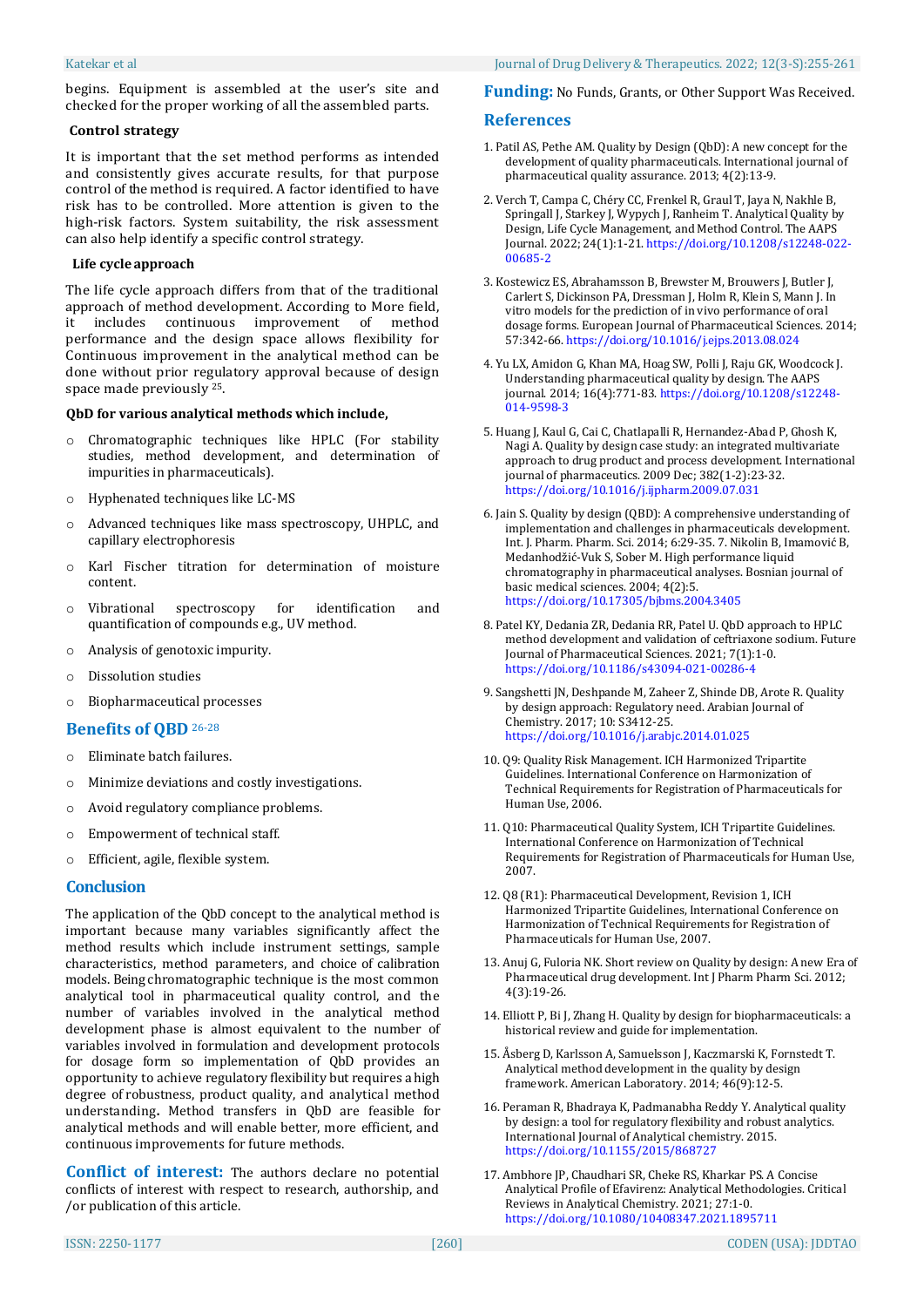begins. Equipment is assembled at the user's site and checked for the proper working of all the assembled parts.

**Control strategy**

It is important that the set method performs as intended and consistently gives accurate results, for that purpose control of the method is required. A factor identified to have risk has to be controlled. More attention is given to the high-risk factors. System suitability, the risk assessment can also help identify a specific control strategy.

**Life cycle approach**

The life cycle approach differs from that of the traditional approach of method development. According to More field, it includes continuous improvement of method performance and the design space allows flexibility for Continuous improvement in the analytical method can be done without prior regulatory approval because of design space made previously [25].

**QbD for various analytical methods which include,**

- Chromatographic techniques like HPLC (For stability studies, method development, and determination of impurities in pharmaceuticals).
- Hyphenated techniques like LC-MS
- Advanced techniques like mass spectroscopy, UHPLC, and capillary electrophoresis
- Karl Fischer titration for determination of moisture content.
- Vibrational spectroscopy for identification and quantification of compounds e.g., UV method.
- Analysis of genotoxic impurity.
- Dissolution studies
- Biopharmaceutical processes

## Benefits of QBD [26-28]

- Eliminate batch failures.
- Minimize deviations and costly investigations.
- Avoid regulatory compliance problems.
- Empowerment of technical staff.
- Efficient, agile, flexible system.

## Conclusion

The application of the QbD concept to the analytical method is important because many variables significantly affect the method results which include instrument settings, sample characteristics, method parameters, and choice of calibration models. Being chromatographic technique is the most common analytical tool in pharmaceutical quality control, and the number of variables involved in the analytical method development phase is almost equivalent to the number of variables involved in formulation and development protocols for dosage form so implementation of QbD provides an opportunity to achieve regulatory flexibility but requires a high degree of robustness, product quality, and analytical method understanding. Method transfers in QbD are feasible for analytical methods and will enable better, more efficient, and continuous improvements for future methods.

**Conflict of interest:** The authors declare no potential conflicts of interest with respect to research, authorship, and /or publication of this article.

**Funding:** No Funds, Grants, or Other Support Was Received.

## References

1. Patil AS, Pethe AM. Quality by Design (QbD): A new concept for the development of quality pharmaceuticals. International journal of pharmaceutical quality assurance. 2013; 4(2):13-9.
2. Verch T, Campa C, Chéry CC, Frenkel R, Graul T, Jaya N, Nakhle B, Springall J, Starkey J, Wypych J, Ranheim T. Analytical Quality by Design, Life Cycle Management, and Method Control. The AAPS Journal. 2022; 24(1):1-21. https://doi.org/10.1208/s12248-022-00685-2
3. Kostewicz ES, Abrahamsson B, Brewster M, Brouwers J, Butler J, Carlert S, Dickinson PA, Dressman J, Holm R, Klein S, Mann J. In vitro models for the prediction of in vivo performance of oral dosage forms. European Journal of Pharmaceutical Sciences. 2014; 57:342-66. https://doi.org/10.1016/j.ejps.2013.08.024
4. Yu LX, Amidon G, Khan MA, Hoag SW, Polli J, Raju GK, Woodcock J. Understanding pharmaceutical quality by design. The AAPS journal. 2014; 16(4):771-83. https://doi.org/10.1208/s12248-014-9598-3
5. Huang J, Kaul G, Cai C, Chatlapalli R, Hernandez-Abad P, Ghosh K, Nagi A. Quality by design case study: an integrated multivariate approach to drug product and process development. International journal of pharmaceutics. 2009 Dec; 382(1-2):23-32. https://doi.org/10.1016/j.ijpharm.2009.07.031
6. Jain S. Quality by design (QBD): A comprehensive understanding of implementation and challenges in pharmaceuticals development. Int. J. Pharm. Pharm. Sci. 2014; 6:29-35. 7. Nikolin B, Imamović B, Medanhodžić-Vuk S, Sober M. High performance liquid chromatography in pharmaceutical analyses. Bosnian journal of basic medical sciences. 2004; 4(2):5. https://doi.org/10.17305/bjbms.2004.3405
8. Patel KY, Dedania ZR, Dedania RR, Patel U. QbD approach to HPLC method development and validation of ceftriaxone sodium. Future Journal of Pharmaceutical Sciences. 2021; 7(1):1-0. https://doi.org/10.1186/s43094-021-00286-4
9. Sangshetti JN, Deshpande M, Zaheer Z, Shinde DB, Arote R. Quality by design approach: Regulatory need. Arabian Journal of Chemistry. 2017; 10: S3412-25. https://doi.org/10.1016/j.arabjc.2014.01.025
10. Q9: Quality Risk Management. ICH Harmonized Tripartite Guidelines. International Conference on Harmonization of Technical Requirements for Registration of Pharmaceuticals for Human Use, 2006.
11. Q10: Pharmaceutical Quality System, ICH Tripartite Guidelines. International Conference on Harmonization of Technical Requirements for Registration of Pharmaceuticals for Human Use, 2007.
12. Q8 (R1): Pharmaceutical Development, Revision 1, ICH Harmonized Tripartite Guidelines, International Conference on Harmonization of Technical Requirements for Registration of Pharmaceuticals for Human Use, 2007.
13. Anuj G, Fuloria NK. Short review on Quality by design: A new Era of Pharmaceutical drug development. Int J Pharm Pharm Sci. 2012; 4(3):19-26.
14. Elliott P, Bi J, Zhang H. Quality by design for biopharmaceuticals: a historical review and guide for implementation.
15. Åsberg D, Karlsson A, Samuelsson J, Kaczmarski K, Fornstedt T. Analytical method development in the quality by design framework. American Laboratory. 2014; 46(9):12-5.
16. Peraman R, Bhadraya K, Padmanabha Reddy Y. Analytical quality by design: a tool for regulatory flexibility and robust analytics. International Journal of Analytical chemistry. 2015. https://doi.org/10.1155/2015/868727
17. Ambhore JP, Chaudhari SR, Cheke RS, Kharkar PS. A Concise Analytical Profile of Efavirenz: Analytical Methodologies. Critical Reviews in Analytical Chemistry. 2021; 27:1-0. https://doi.org/10.1080/10408347.2021.1895711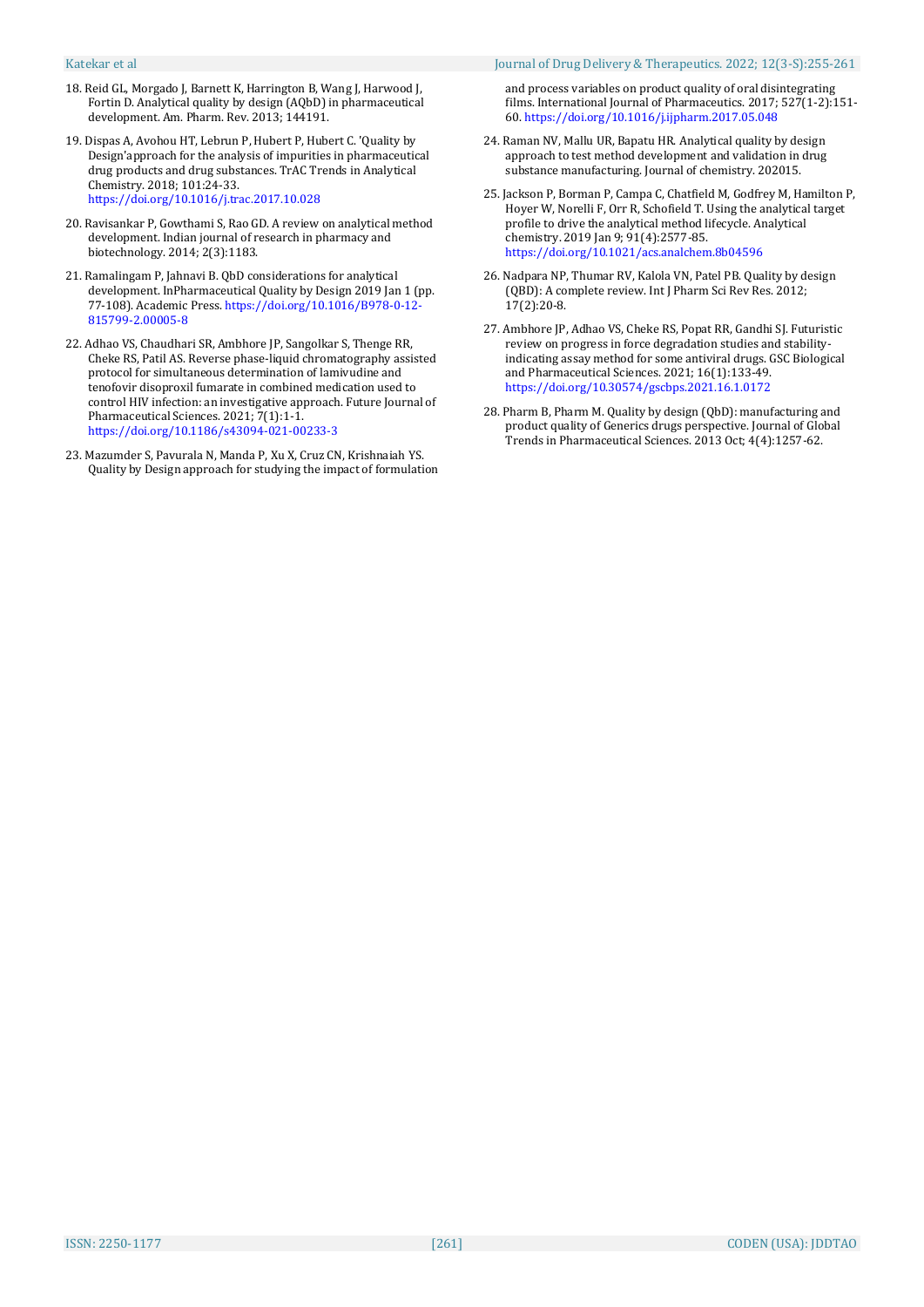18. Reid GL, Morgado J, Barnett K, Harrington B, Wang J, Harwood J, Fortin D. Analytical quality by design (AQbD) in pharmaceutical development. Am. Pharm. Rev. 2013; 144191.

19. Dispas A, Avohou HT, Lebrun P, Hubert P, Hubert C. 'Quality by Design'approach for the analysis of impurities in pharmaceutical drug products and drug substances. TrAC Trends in Analytical Chemistry. 2018; 101:24-33. https://doi.org/10.1016/j.trac.2017.10.028

20. Ravisankar P, Gowthami S, Rao GD. A review on analytical method development. Indian journal of research in pharmacy and biotechnology. 2014; 2(3):1183.

21. Ramalingam P, Jahnavi B. QbD considerations for analytical development. InPharmaceutical Quality by Design 2019 Jan 1 (pp. 77-108). Academic Press. https://doi.org/10.1016/B978-0-12-815799-2.00005-8

22. Adhao VS, Chaudhari SR, Ambhore JP, Sangolkar S, Thenge RR, Cheke RS, Patil AS. Reverse phase-liquid chromatography assisted protocol for simultaneous determination of lamivudine and tenofovir disoproxil fumarate in combined medication used to control HIV infection: an investigative approach. Future Journal of Pharmaceutical Sciences. 2021; 7(1):1-1. https://doi.org/10.1186/s43094-021-00233-3

23. Mazumder S, Pavurala N, Manda P, Xu X, Cruz CN, Krishnaiah YS. Quality by Design approach for studying the impact of formulation and process variables on product quality of oral disintegrating films. International Journal of Pharmaceutics. 2017; 527(1-2):151-60. https://doi.org/10.1016/j.ijpharm.2017.05.048

24. Raman NV, Mallu UR, Bapatu HR. Analytical quality by design approach to test method development and validation in drug substance manufacturing. Journal of chemistry. 202015.

25. Jackson P, Borman P, Campa C, Chatfield M, Godfrey M, Hamilton P, Hoyer W, Norelli F, Orr R, Schofield T. Using the analytical target profile to drive the analytical method lifecycle. Analytical chemistry. 2019 Jan 9; 91(4):2577-85. https://doi.org/10.1021/acs.analchem.8b04596

26. Nadpara NP, Thumar RV, Kalola VN, Patel PB. Quality by design (QBD): A complete review. Int J Pharm Sci Rev Res. 2012; 17(2):20-8.

27. Ambhore JP, Adhao VS, Cheke RS, Popat RR, Gandhi SJ. Futuristic review on progress in force degradation studies and stability-indicating assay method for some antiviral drugs. GSC Biological and Pharmaceutical Sciences. 2021; 16(1):133-49. https://doi.org/10.30574/gscbps.2021.16.1.0172

28. Pharm B, Pharm M. Quality by design (QbD): manufacturing and product quality of Generics drugs perspective. Journal of Global Trends in Pharmaceutical Sciences. 2013 Oct; 4(4):1257-62.